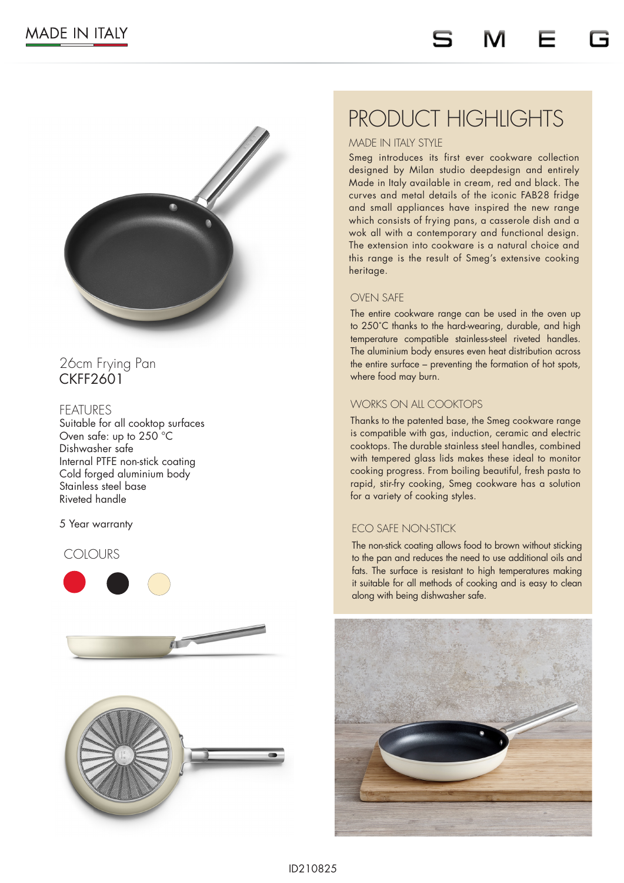MADE IN ITALY

SMEG

26cm Frying Pan
CKFF2601

## FEATURES

Suitable for all cooktop surfaces
Oven safe: up to 250 °C
Dishwasher safe
Internal PTFE non-stick coating
Cold forged aluminium body
Stainless steel base
Riveted handle

5 Year warranty

## COLOURS

# PRODUCT HIGHLIGHTS

## MADE IN ITALY STYLE

Smeg introduces its first ever cookware collection designed by Milan studio deepdesign and entirely Made in Italy available in cream, red and black. The curves and metal details of the iconic FAB28 fridge and small appliances have inspired the new range which consists of frying pans, a casserole dish and a wok all with a contemporary and functional design. The extension into cookware is a natural choice and this range is the result of Smeg's extensive cooking heritage.

## OVEN SAFE

The entire cookware range can be used in the oven up to 250°C thanks to the hard-wearing, durable, and high temperature compatible stainless-steel riveted handles. The aluminium body ensures even heat distribution across the entire surface – preventing the formation of hot spots, where food may burn.

## WORKS ON ALL COOKTOPS

Thanks to the patented base, the Smeg cookware range is compatible with gas, induction, ceramic and electric cooktops. The durable stainless steel handles, combined with tempered glass lids makes these ideal to monitor cooking progress. From boiling beautiful, fresh pasta to rapid, stir-fry cooking, Smeg cookware has a solution for a variety of cooking styles.

## ECO SAFE NON-STICK

The non-stick coating allows food to brown without sticking to the pan and reduces the need to use additional oils and fats. The surface is resistant to high temperatures making it suitable for all methods of cooking and is easy to clean along with being dishwasher safe.

ID210825